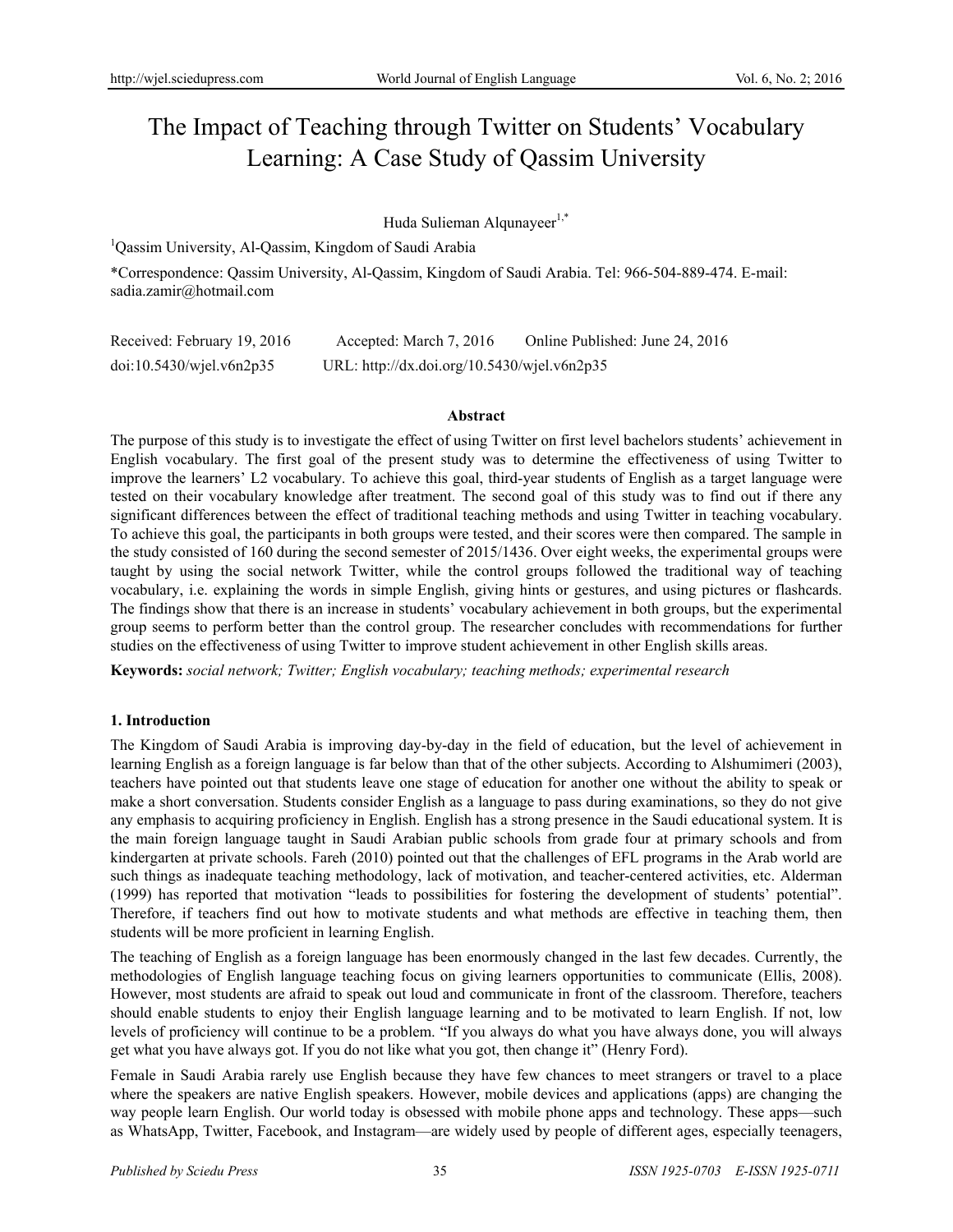# The Impact of Teaching through Twitter on Students' Vocabulary Learning: A Case Study of Qassim University

Huda Sulieman Alqunayeer[1,*]

[1]Qassim University, Al-Qassim, Kingdom of Saudi Arabia

*Correspondence: Qassim University, Al-Qassim, Kingdom of Saudi Arabia. Tel: 966-504-889-474. E-mail: sadia.zamir@hotmail.com

Received: February 19, 2016 Accepted: March 7, 2016 Online Published: June 24, 2016

doi:10.5430/wjel.v6n2p35 URL: http://dx.doi.org/10.5430/wjel.v6n2p35

## Abstract

The purpose of this study is to investigate the effect of using Twitter on first level bachelors students' achievement in English vocabulary. The first goal of the present study was to determine the effectiveness of using Twitter to improve the learners' L2 vocabulary. To achieve this goal, third-year students of English as a target language were tested on their vocabulary knowledge after treatment. The second goal of this study was to find out if there any significant differences between the effect of traditional teaching methods and using Twitter in teaching vocabulary. To achieve this goal, the participants in both groups were tested, and their scores were then compared. The sample in the study consisted of 160 during the second semester of 2015/1436. Over eight weeks, the experimental groups were taught by using the social network Twitter, while the control groups followed the traditional way of teaching vocabulary, i.e. explaining the words in simple English, giving hints or gestures, and using pictures or flashcards. The findings show that there is an increase in students' vocabulary achievement in both groups, but the experimental group seems to perform better than the control group. The researcher concludes with recommendations for further studies on the effectiveness of using Twitter to improve student achievement in other English skills areas.

**Keywords:** *social network; Twitter; English vocabulary; teaching methods; experimental research*

## 1. Introduction

The Kingdom of Saudi Arabia is improving day-by-day in the field of education, but the level of achievement in learning English as a foreign language is far below than that of the other subjects. According to Alshumimeri (2003), teachers have pointed out that students leave one stage of education for another one without the ability to speak or make a short conversation. Students consider English as a language to pass during examinations, so they do not give any emphasis to acquiring proficiency in English. English has a strong presence in the Saudi educational system. It is the main foreign language taught in Saudi Arabian public schools from grade four at primary schools and from kindergarten at private schools. Fareh (2010) pointed out that the challenges of EFL programs in the Arab world are such things as inadequate teaching methodology, lack of motivation, and teacher-centered activities, etc. Alderman (1999) has reported that motivation "leads to possibilities for fostering the development of students' potential". Therefore, if teachers find out how to motivate students and what methods are effective in teaching them, then students will be more proficient in learning English.

The teaching of English as a foreign language has been enormously changed in the last few decades. Currently, the methodologies of English language teaching focus on giving learners opportunities to communicate (Ellis, 2008). However, most students are afraid to speak out loud and communicate in front of the classroom. Therefore, teachers should enable students to enjoy their English language learning and to be motivated to learn English. If not, low levels of proficiency will continue to be a problem. "If you always do what you have always done, you will always get what you have always got. If you do not like what you got, then change it" (Henry Ford).

Female in Saudi Arabia rarely use English because they have few chances to meet strangers or travel to a place where the speakers are native English speakers. However, mobile devices and applications (apps) are changing the way people learn English. Our world today is obsessed with mobile phone apps and technology. These apps—such as WhatsApp, Twitter, Facebook, and Instagram—are widely used by people of different ages, especially teenagers,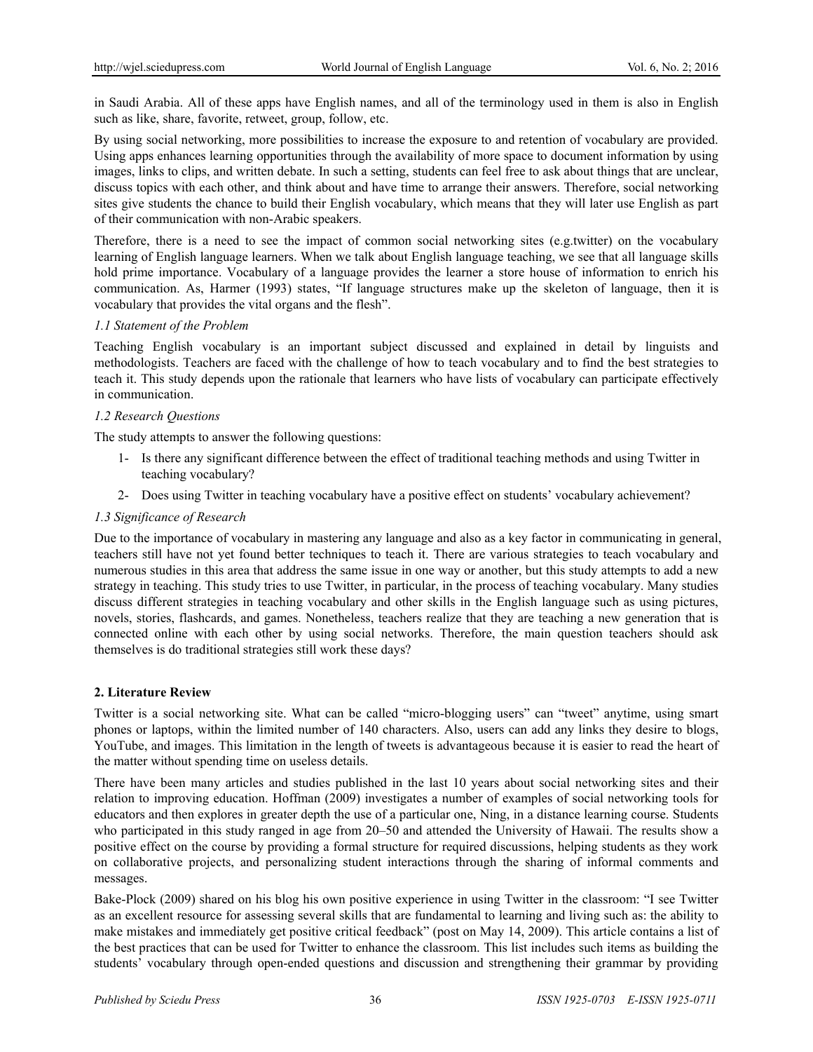in Saudi Arabia. All of these apps have English names, and all of the terminology used in them is also in English such as like, share, favorite, retweet, group, follow, etc.

By using social networking, more possibilities to increase the exposure to and retention of vocabulary are provided. Using apps enhances learning opportunities through the availability of more space to document information by using images, links to clips, and written debate. In such a setting, students can feel free to ask about things that are unclear, discuss topics with each other, and think about and have time to arrange their answers. Therefore, social networking sites give students the chance to build their English vocabulary, which means that they will later use English as part of their communication with non-Arabic speakers.

Therefore, there is a need to see the impact of common social networking sites (e.g.twitter) on the vocabulary learning of English language learners. When we talk about English language teaching, we see that all language skills hold prime importance. Vocabulary of a language provides the learner a store house of information to enrich his communication. As, Harmer (1993) states, "If language structures make up the skeleton of language, then it is vocabulary that provides the vital organs and the flesh".

### *1.1 Statement of the Problem*

Teaching English vocabulary is an important subject discussed and explained in detail by linguists and methodologists. Teachers are faced with the challenge of how to teach vocabulary and to find the best strategies to teach it. This study depends upon the rationale that learners who have lists of vocabulary can participate effectively in communication.

### *1.2 Research Questions*

The study attempts to answer the following questions:

1- Is there any significant difference between the effect of traditional teaching methods and using Twitter in teaching vocabulary?

2- Does using Twitter in teaching vocabulary have a positive effect on students' vocabulary achievement?

### *1.3 Significance of Research*

Due to the importance of vocabulary in mastering any language and also as a key factor in communicating in general, teachers still have not yet found better techniques to teach it. There are various strategies to teach vocabulary and numerous studies in this area that address the same issue in one way or another, but this study attempts to add a new strategy in teaching. This study tries to use Twitter, in particular, in the process of teaching vocabulary. Many studies discuss different strategies in teaching vocabulary and other skills in the English language such as using pictures, novels, stories, flashcards, and games. Nonetheless, teachers realize that they are teaching a new generation that is connected online with each other by using social networks. Therefore, the main question teachers should ask themselves is do traditional strategies still work these days?

## **2. Literature Review**

Twitter is a social networking site. What can be called "micro-blogging users" can "tweet" anytime, using smart phones or laptops, within the limited number of 140 characters. Also, users can add any links they desire to blogs, YouTube, and images. This limitation in the length of tweets is advantageous because it is easier to read the heart of the matter without spending time on useless details.

There have been many articles and studies published in the last 10 years about social networking sites and their relation to improving education. Hoffman (2009) investigates a number of examples of social networking tools for educators and then explores in greater depth the use of a particular one, Ning, in a distance learning course. Students who participated in this study ranged in age from 20–50 and attended the University of Hawaii. The results show a positive effect on the course by providing a formal structure for required discussions, helping students as they work on collaborative projects, and personalizing student interactions through the sharing of informal comments and messages.

Bake-Plock (2009) shared on his blog his own positive experience in using Twitter in the classroom: "I see Twitter as an excellent resource for assessing several skills that are fundamental to learning and living such as: the ability to make mistakes and immediately get positive critical feedback" (post on May 14, 2009). This article contains a list of the best practices that can be used for Twitter to enhance the classroom. This list includes such items as building the students' vocabulary through open-ended questions and discussion and strengthening their grammar by providing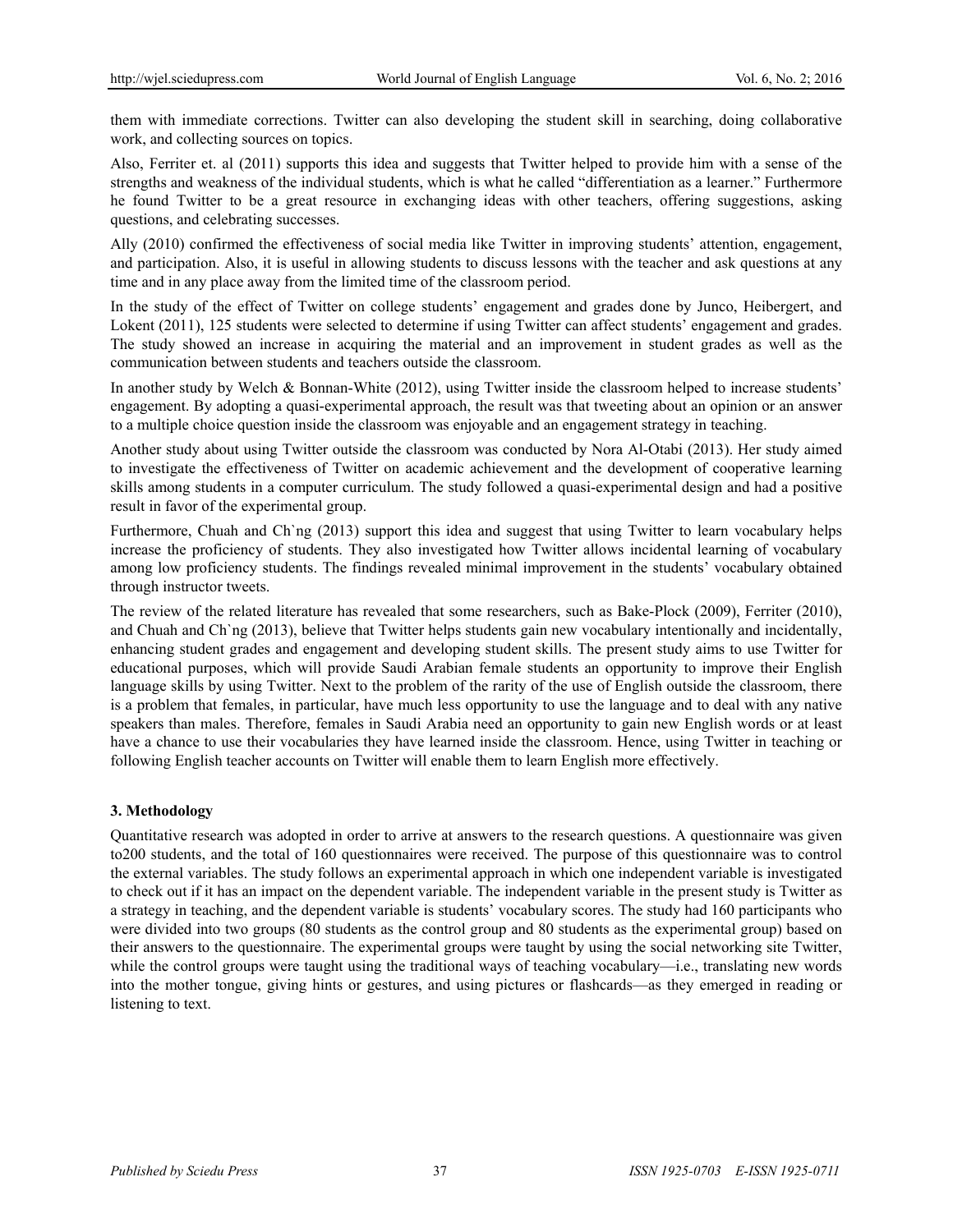them with immediate corrections. Twitter can also developing the student skill in searching, doing collaborative work, and collecting sources on topics.

Also, Ferriter et. al (2011) supports this idea and suggests that Twitter helped to provide him with a sense of the strengths and weakness of the individual students, which is what he called "differentiation as a learner." Furthermore he found Twitter to be a great resource in exchanging ideas with other teachers, offering suggestions, asking questions, and celebrating successes.

Ally (2010) confirmed the effectiveness of social media like Twitter in improving students' attention, engagement, and participation. Also, it is useful in allowing students to discuss lessons with the teacher and ask questions at any time and in any place away from the limited time of the classroom period.

In the study of the effect of Twitter on college students' engagement and grades done by Junco, Heibergert, and Lokent (2011), 125 students were selected to determine if using Twitter can affect students' engagement and grades. The study showed an increase in acquiring the material and an improvement in student grades as well as the communication between students and teachers outside the classroom.

In another study by Welch & Bonnan-White (2012), using Twitter inside the classroom helped to increase students' engagement. By adopting a quasi-experimental approach, the result was that tweeting about an opinion or an answer to a multiple choice question inside the classroom was enjoyable and an engagement strategy in teaching.

Another study about using Twitter outside the classroom was conducted by Nora Al-Otabi (2013). Her study aimed to investigate the effectiveness of Twitter on academic achievement and the development of cooperative learning skills among students in a computer curriculum. The study followed a quasi-experimental design and had a positive result in favor of the experimental group.

Furthermore, Chuah and Ch`ng (2013) support this idea and suggest that using Twitter to learn vocabulary helps increase the proficiency of students. They also investigated how Twitter allows incidental learning of vocabulary among low proficiency students. The findings revealed minimal improvement in the students' vocabulary obtained through instructor tweets.

The review of the related literature has revealed that some researchers, such as Bake-Plock (2009), Ferriter (2010), and Chuah and Ch`ng (2013), believe that Twitter helps students gain new vocabulary intentionally and incidentally, enhancing student grades and engagement and developing student skills. The present study aims to use Twitter for educational purposes, which will provide Saudi Arabian female students an opportunity to improve their English language skills by using Twitter. Next to the problem of the rarity of the use of English outside the classroom, there is a problem that females, in particular, have much less opportunity to use the language and to deal with any native speakers than males. Therefore, females in Saudi Arabia need an opportunity to gain new English words or at least have a chance to use their vocabularies they have learned inside the classroom. Hence, using Twitter in teaching or following English teacher accounts on Twitter will enable them to learn English more effectively.

## 3. Methodology

Quantitative research was adopted in order to arrive at answers to the research questions. A questionnaire was given to200 students, and the total of 160 questionnaires were received. The purpose of this questionnaire was to control the external variables. The study follows an experimental approach in which one independent variable is investigated to check out if it has an impact on the dependent variable. The independent variable in the present study is Twitter as a strategy in teaching, and the dependent variable is students' vocabulary scores. The study had 160 participants who were divided into two groups (80 students as the control group and 80 students as the experimental group) based on their answers to the questionnaire. The experimental groups were taught by using the social networking site Twitter, while the control groups were taught using the traditional ways of teaching vocabulary—i.e., translating new words into the mother tongue, giving hints or gestures, and using pictures or flashcards—as they emerged in reading or listening to text.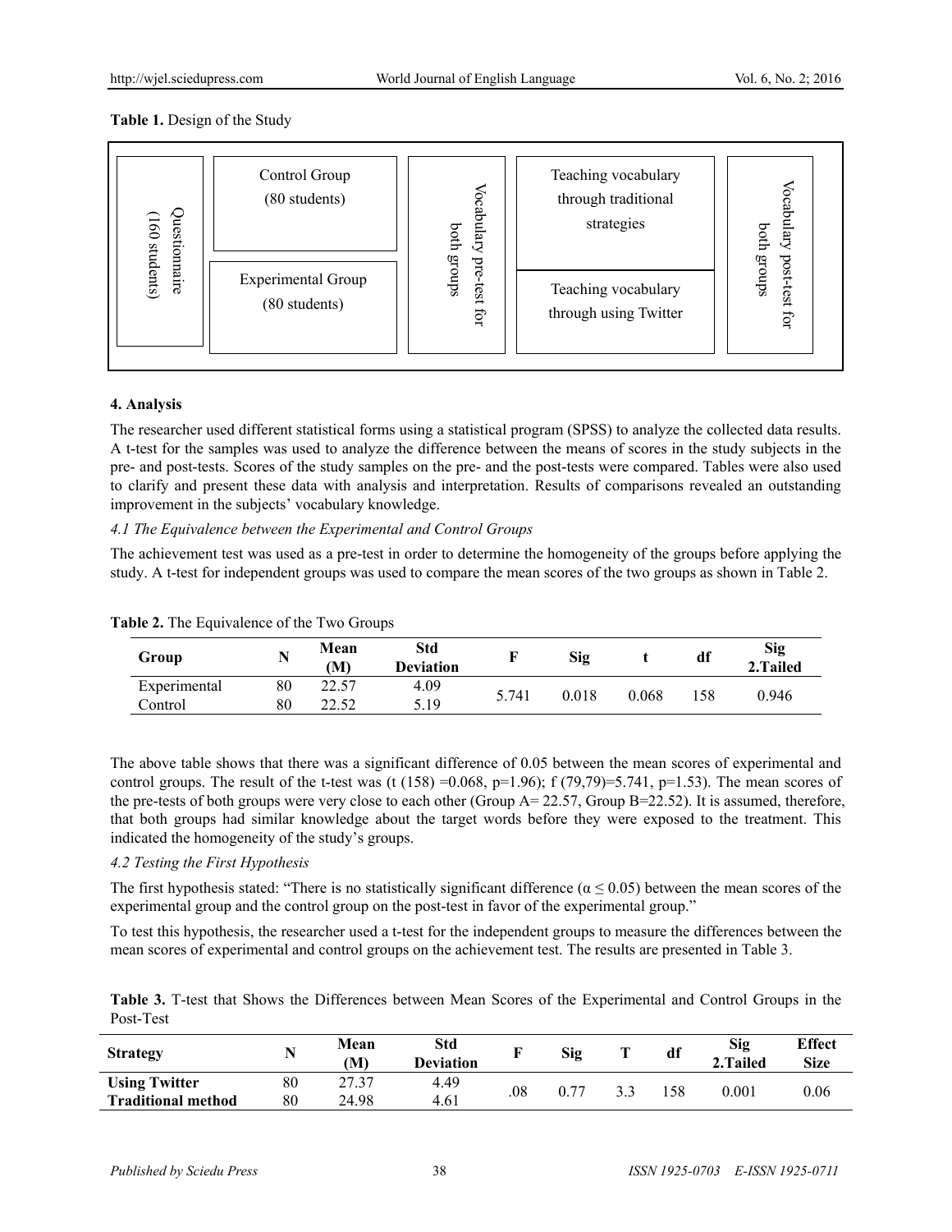**Table 1.** Design of the Study

| Questionnaire (160 students) | Control Group (80 students) | Vocabulary pre-test for both groups | Teaching vocabulary through traditional strategies | Vocabulary post-test for both groups |
|---|---|---|---|---|
| | Experimental Group (80 students) | | Teaching vocabulary through using Twitter | |

## 4. Analysis

The researcher used different statistical forms using a statistical program (SPSS) to analyze the collected data results. A t-test for the samples was used to analyze the difference between the means of scores in the study subjects in the pre- and post-tests. Scores of the study samples on the pre- and the post-tests were compared. Tables were also used to clarify and present these data with analysis and interpretation. Results of comparisons revealed an outstanding improvement in the subjects' vocabulary knowledge.

### *4.1 The Equivalence between the Experimental and Control Groups*

The achievement test was used as a pre-test in order to determine the homogeneity of the groups before applying the study. A t-test for independent groups was used to compare the mean scores of the two groups as shown in Table 2.

**Table 2.** The Equivalence of the Two Groups

| Group | N | Mean (M) | Std Deviation | F | Sig | t | df | Sig 2.Tailed |
|---|---|---|---|---|---|---|---|---|
| Experimental | 80 | 22.57 | 4.09 | 5.741 | 0.018 | 0.068 | 158 | 0.946 |
| Control | 80 | 22.52 | 5.19 | | | | | |

The above table shows that there was a significant difference of 0.05 between the mean scores of experimental and control groups. The result of the t-test was ($t(158) = 0.068$, $p=1.96$); $f(79,79)=5.741$, $p=1.53$). The mean scores of the pre-tests of both groups were very close to each other (Group A= 22.57, Group B=22.52). It is assumed, therefore, that both groups had similar knowledge about the target words before they were exposed to the treatment. This indicated the homogeneity of the study's groups.

### *4.2 Testing the First Hypothesis*

The first hypothesis stated: "There is no statistically significant difference ($\alpha \leq 0.05$) between the mean scores of the experimental group and the control group on the post-test in favor of the experimental group."

To test this hypothesis, the researcher used a t-test for the independent groups to measure the differences between the mean scores of experimental and control groups on the achievement test. The results are presented in Table 3.

**Table 3.** T-test that Shows the Differences between Mean Scores of the Experimental and Control Groups in the Post-Test

| Strategy | N | Mean (M) | Std Deviation | F | Sig | T | df | Sig 2.Tailed | Effect Size |
|---|---|---|---|---|---|---|---|---|---|
| **Using Twitter** | 80 | 27.37 | 4.49 | .08 | 0.77 | 3.3 | 158 | 0.001 | 0.06 |
| **Traditional method** | 80 | 24.98 | 4.61 | | | | | | |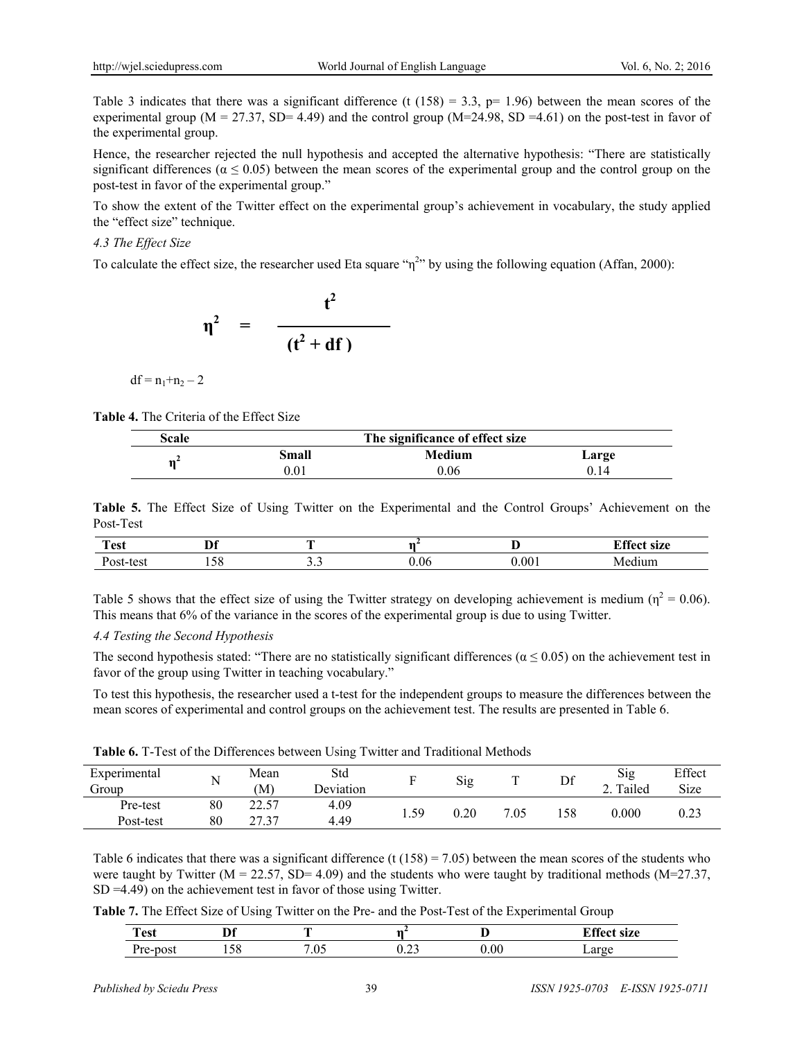Table 3 indicates that there was a significant difference ($t\ (158) = 3.3$, $p = 1.96$) between the mean scores of the experimental group ($M = 27.37$, $SD = 4.49$) and the control group ($M = 24.98$, $SD = 4.61$) on the post-test in favor of the experimental group.

Hence, the researcher rejected the null hypothesis and accepted the alternative hypothesis: "There are statistically significant differences ($\alpha \leq 0.05$) between the mean scores of the experimental group and the control group on the post-test in favor of the experimental group."

To show the extent of the Twitter effect on the experimental group's achievement in vocabulary, the study applied the "effect size" technique.

### *4.3 The Effect Size*

To calculate the effect size, the researcher used Eta square "$\eta^2$" by using the following equation (Affan, 2000):

$$\eta^2 = \frac{t^2}{(t^2 + df)}$$

$df = n_1 + n_2 - 2$

**Table 4.** The Criteria of the Effect Size

| Scale | The significance of effect size | | |
|---|---|---|---|
| | Small | Medium | Large |
| $\eta^2$ | 0.01 | 0.06 | 0.14 |

**Table 5.** The Effect Size of Using Twitter on the Experimental and the Control Groups' Achievement on the Post-Test

| Test | Df | T | $\eta^2$ | D | Effect size |
|---|---|---|---|---|---|
| Post-test | 158 | 3.3 | 0.06 | 0.001 | Medium |

Table 5 shows that the effect size of using the Twitter strategy on developing achievement is medium ($\eta^2 = 0.06$). This means that 6% of the variance in the scores of the experimental group is due to using Twitter.

### *4.4 Testing the Second Hypothesis*

The second hypothesis stated: "There are no statistically significant differences ($\alpha \leq 0.05$) on the achievement test in favor of the group using Twitter in teaching vocabulary."

To test this hypothesis, the researcher used a t-test for the independent groups to measure the differences between the mean scores of experimental and control groups on the achievement test. The results are presented in Table 6.

**Table 6.** T-Test of the Differences between Using Twitter and Traditional Methods

| Experimental Group | N | Mean (M) | Std Deviation | F | Sig | T | Df | Sig 2. Tailed | Effect Size |
|---|---|---|---|---|---|---|---|---|---|
| Pre-test | 80 | 22.57 | 4.09 | 1.59 | 0.20 | 7.05 | 158 | 0.000 | 0.23 |
| Post-test | 80 | 27.37 | 4.49 | | | | | | |

Table 6 indicates that there was a significant difference ($t\ (158) = 7.05$) between the mean scores of the students who were taught by Twitter ($M = 22.57$, $SD = 4.09$) and the students who were taught by traditional methods ($M = 27.37$, $SD = 4.49$) on the achievement test in favor of those using Twitter.

**Table 7.** The Effect Size of Using Twitter on the Pre- and the Post-Test of the Experimental Group

| Test | Df | T | $\eta^2$ | D | Effect size |
|---|---|---|---|---|---|
| Pre-post | 158 | 7.05 | 0.23 | 0.00 | Large |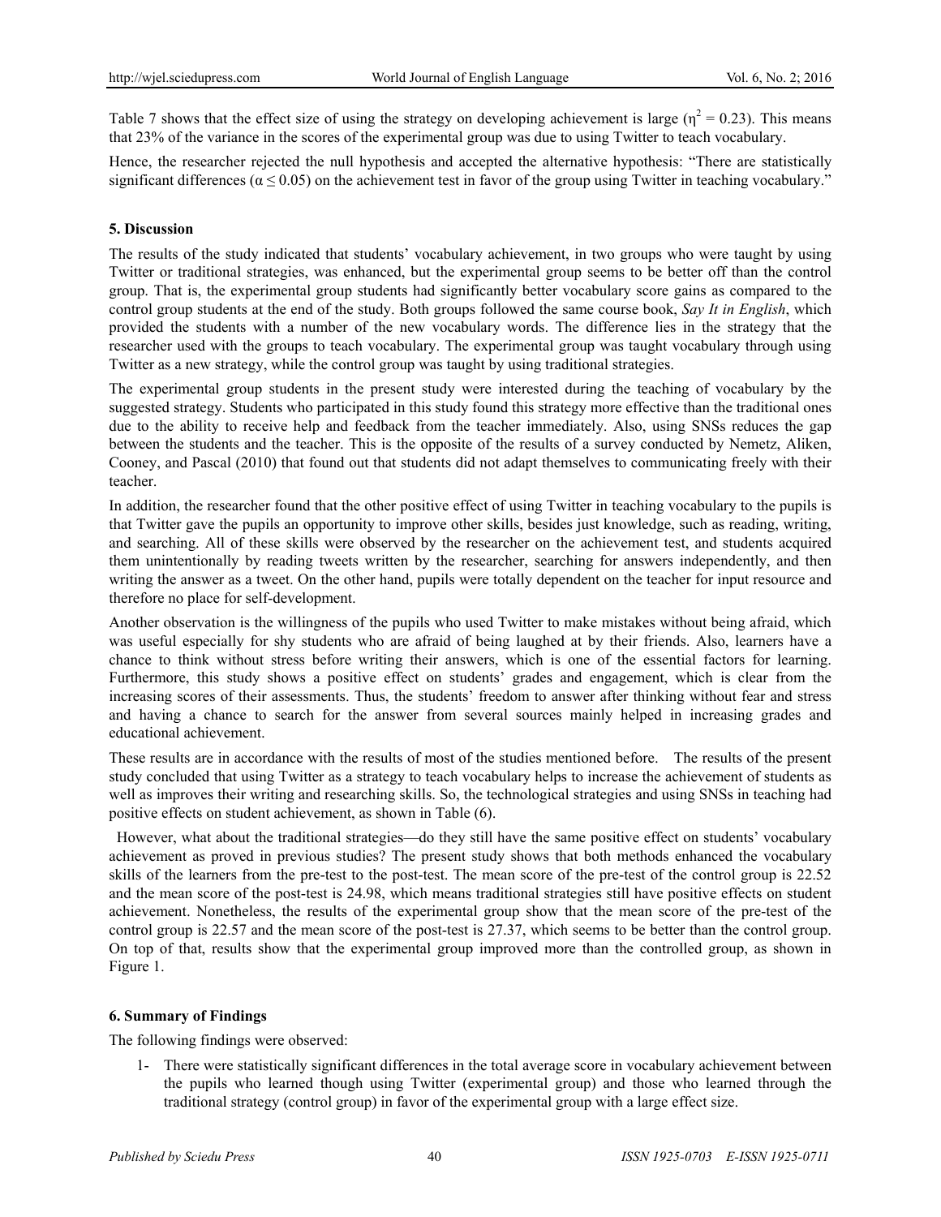Table 7 shows that the effect size of using the strategy on developing achievement is large ($\eta^2 = 0.23$). This means that 23% of the variance in the scores of the experimental group was due to using Twitter to teach vocabulary.

Hence, the researcher rejected the null hypothesis and accepted the alternative hypothesis: "There are statistically significant differences ($\alpha \leq 0.05$) on the achievement test in favor of the group using Twitter in teaching vocabulary."

## 5. Discussion

The results of the study indicated that students' vocabulary achievement, in two groups who were taught by using Twitter or traditional strategies, was enhanced, but the experimental group seems to be better off than the control group. That is, the experimental group students had significantly better vocabulary score gains as compared to the control group students at the end of the study. Both groups followed the same course book, *Say It in English*, which provided the students with a number of the new vocabulary words. The difference lies in the strategy that the researcher used with the groups to teach vocabulary. The experimental group was taught vocabulary through using Twitter as a new strategy, while the control group was taught by using traditional strategies.

The experimental group students in the present study were interested during the teaching of vocabulary by the suggested strategy. Students who participated in this study found this strategy more effective than the traditional ones due to the ability to receive help and feedback from the teacher immediately. Also, using SNSs reduces the gap between the students and the teacher. This is the opposite of the results of a survey conducted by Nemetz, Aliken, Cooney, and Pascal (2010) that found out that students did not adapt themselves to communicating freely with their teacher.

In addition, the researcher found that the other positive effect of using Twitter in teaching vocabulary to the pupils is that Twitter gave the pupils an opportunity to improve other skills, besides just knowledge, such as reading, writing, and searching. All of these skills were observed by the researcher on the achievement test, and students acquired them unintentionally by reading tweets written by the researcher, searching for answers independently, and then writing the answer as a tweet. On the other hand, pupils were totally dependent on the teacher for input resource and therefore no place for self-development.

Another observation is the willingness of the pupils who used Twitter to make mistakes without being afraid, which was useful especially for shy students who are afraid of being laughed at by their friends. Also, learners have a chance to think without stress before writing their answers, which is one of the essential factors for learning. Furthermore, this study shows a positive effect on students' grades and engagement, which is clear from the increasing scores of their assessments. Thus, the students' freedom to answer after thinking without fear and stress and having a chance to search for the answer from several sources mainly helped in increasing grades and educational achievement.

These results are in accordance with the results of most of the studies mentioned before. The results of the present study concluded that using Twitter as a strategy to teach vocabulary helps to increase the achievement of students as well as improves their writing and researching skills. So, the technological strategies and using SNSs in teaching had positive effects on student achievement, as shown in Table (6).

However, what about the traditional strategies—do they still have the same positive effect on students' vocabulary achievement as proved in previous studies? The present study shows that both methods enhanced the vocabulary skills of the learners from the pre-test to the post-test. The mean score of the pre-test of the control group is 22.52 and the mean score of the post-test is 24.98, which means traditional strategies still have positive effects on student achievement. Nonetheless, the results of the experimental group show that the mean score of the pre-test of the control group is 22.57 and the mean score of the post-test is 27.37, which seems to be better than the control group. On top of that, results show that the experimental group improved more than the controlled group, as shown in Figure 1.

## 6. Summary of Findings

The following findings were observed:

1- There were statistically significant differences in the total average score in vocabulary achievement between the pupils who learned though using Twitter (experimental group) and those who learned through the traditional strategy (control group) in favor of the experimental group with a large effect size.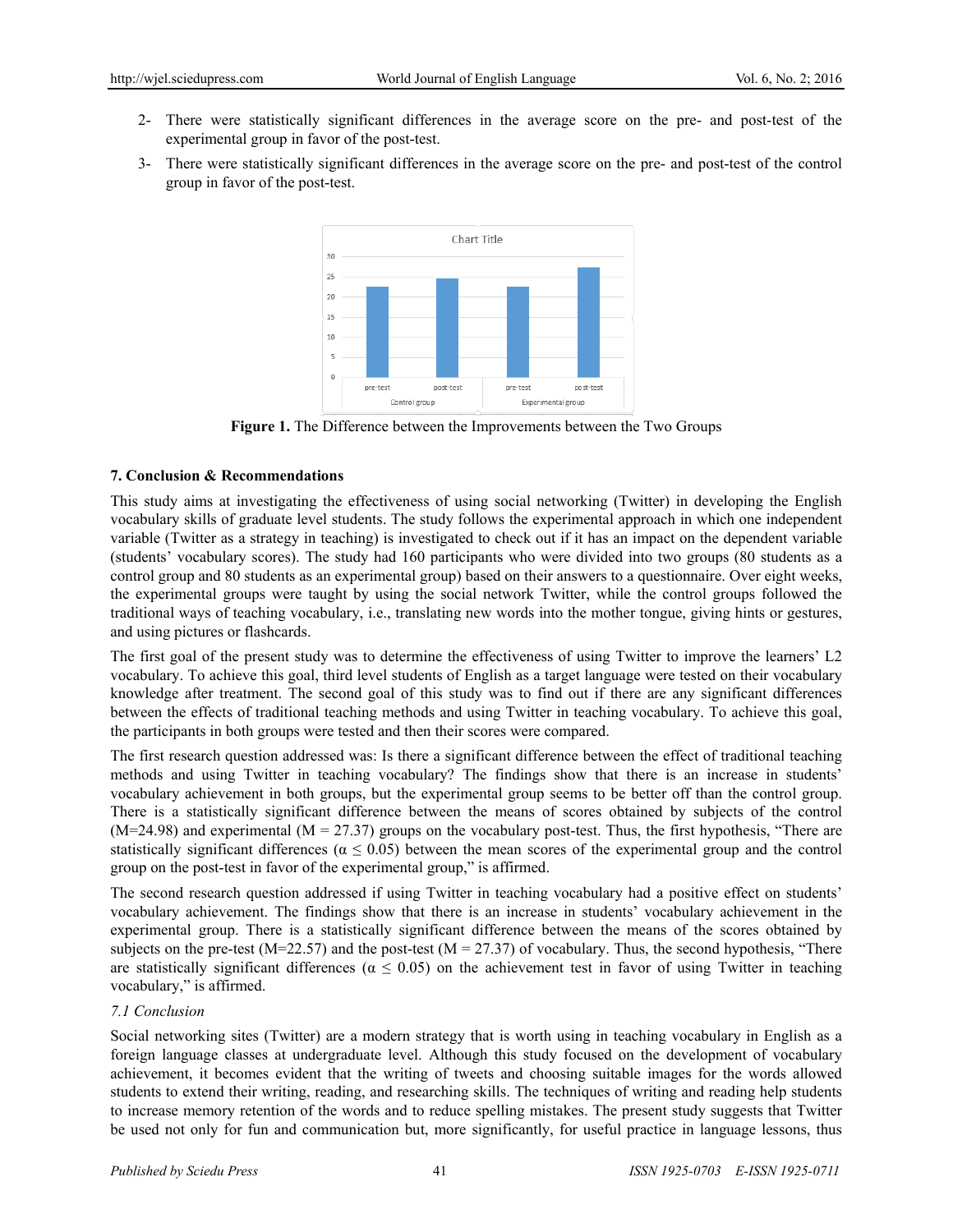2- There were statistically significant differences in the average score on the pre- and post-test of the experimental group in favor of the post-test.

3- There were statistically significant differences in the average score on the pre- and post-test of the control group in favor of the post-test.

Chart Title

30
25
20
15
10
5
0

pre-test
post-test
pre-test
post-test

Control group
Experimental group

**Figure 1.** The Difference between the Improvements between the Two Groups

## 7. Conclusion & Recommendations

This study aims at investigating the effectiveness of using social networking (Twitter) in developing the English vocabulary skills of graduate level students. The study follows the experimental approach in which one independent variable (Twitter as a strategy in teaching) is investigated to check out if it has an impact on the dependent variable (students' vocabulary scores). The study had 160 participants who were divided into two groups (80 students as a control group and 80 students as an experimental group) based on their answers to a questionnaire. Over eight weeks, the experimental groups were taught by using the social network Twitter, while the control groups followed the traditional ways of teaching vocabulary, i.e., translating new words into the mother tongue, giving hints or gestures, and using pictures or flashcards.

The first goal of the present study was to determine the effectiveness of using Twitter to improve the learners' L2 vocabulary. To achieve this goal, third level students of English as a target language were tested on their vocabulary knowledge after treatment. The second goal of this study was to find out if there are any significant differences between the effects of traditional teaching methods and using Twitter in teaching vocabulary. To achieve this goal, the participants in both groups were tested and then their scores were compared.

The first research question addressed was: Is there a significant difference between the effect of traditional teaching methods and using Twitter in teaching vocabulary? The findings show that there is an increase in students' vocabulary achievement in both groups, but the experimental group seems to be better off than the control group. There is a statistically significant difference between the means of scores obtained by subjects of the control ($M=24.98$) and experimental ($M = 27.37$) groups on the vocabulary post-test. Thus, the first hypothesis, "There are statistically significant differences ($\alpha \leq 0.05$) between the mean scores of the experimental group and the control group on the post-test in favor of the experimental group," is affirmed.

The second research question addressed if using Twitter in teaching vocabulary had a positive effect on students' vocabulary achievement. The findings show that there is an increase in students' vocabulary achievement in the experimental group. There is a statistically significant difference between the means of the scores obtained by subjects on the pre-test ($M=22.57$) and the post-test ($M = 27.37$) of vocabulary. Thus, the second hypothesis, "There are statistically significant differences ($\alpha \leq 0.05$) on the achievement test in favor of using Twitter in teaching vocabulary," is affirmed.

### *7.1 Conclusion*

Social networking sites (Twitter) are a modern strategy that is worth using in teaching vocabulary in English as a foreign language classes at undergraduate level. Although this study focused on the development of vocabulary achievement, it becomes evident that the writing of tweets and choosing suitable images for the words allowed students to extend their writing, reading, and researching skills. The techniques of writing and reading help students to increase memory retention of the words and to reduce spelling mistakes. The present study suggests that Twitter be used not only for fun and communication but, more significantly, for useful practice in language lessons, thus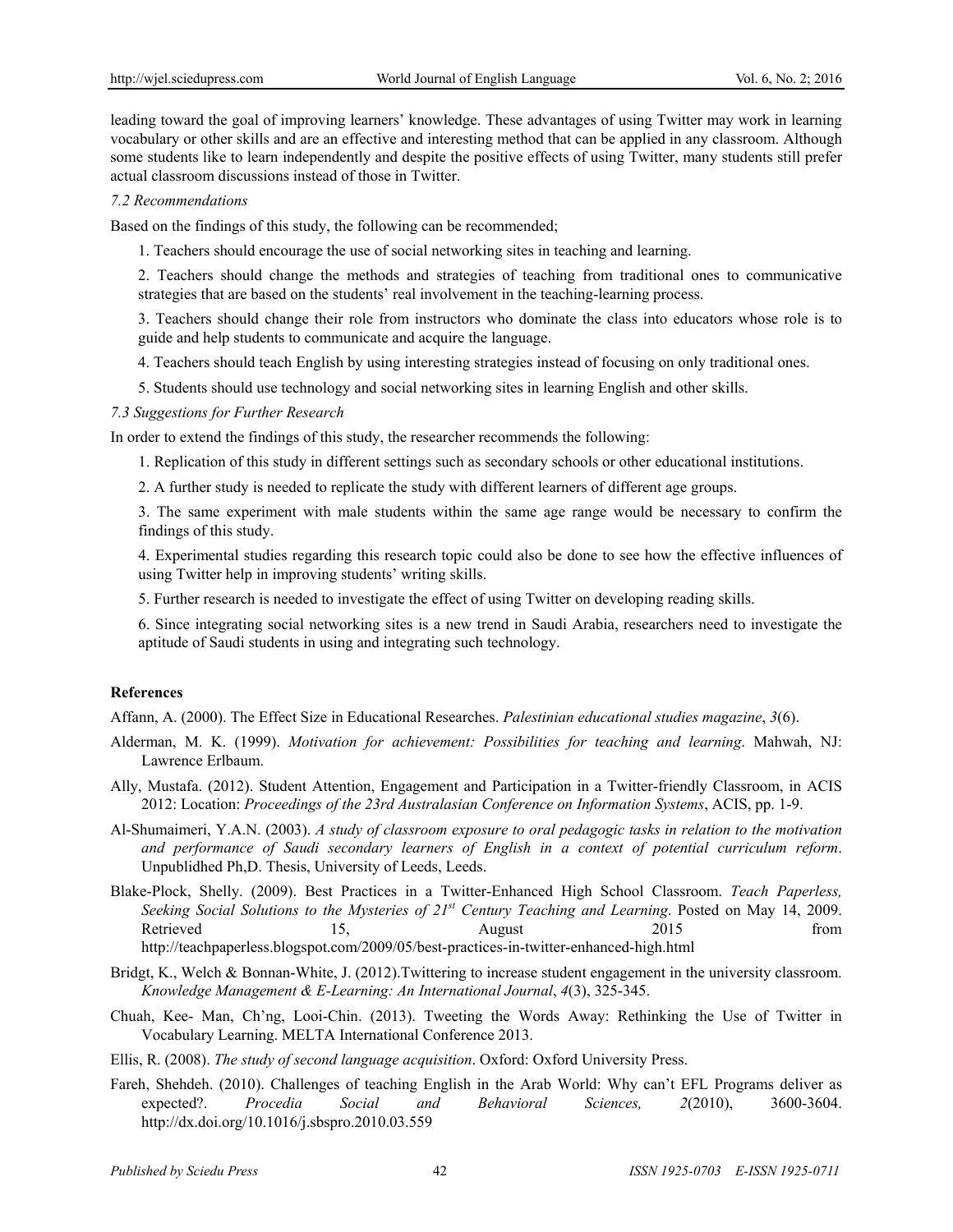leading toward the goal of improving learners' knowledge. These advantages of using Twitter may work in learning vocabulary or other skills and are an effective and interesting method that can be applied in any classroom. Although some students like to learn independently and despite the positive effects of using Twitter, many students still prefer actual classroom discussions instead of those in Twitter.

### *7.2 Recommendations*

Based on the findings of this study, the following can be recommended;

1. Teachers should encourage the use of social networking sites in teaching and learning.

2. Teachers should change the methods and strategies of teaching from traditional ones to communicative strategies that are based on the students' real involvement in the teaching-learning process.

3. Teachers should change their role from instructors who dominate the class into educators whose role is to guide and help students to communicate and acquire the language.

4. Teachers should teach English by using interesting strategies instead of focusing on only traditional ones.

5. Students should use technology and social networking sites in learning English and other skills.

### *7.3 Suggestions for Further Research*

In order to extend the findings of this study, the researcher recommends the following:

1. Replication of this study in different settings such as secondary schools or other educational institutions.

2. A further study is needed to replicate the study with different learners of different age groups.

3. The same experiment with male students within the same age range would be necessary to confirm the findings of this study.

4. Experimental studies regarding this research topic could also be done to see how the effective influences of using Twitter help in improving students' writing skills.

5. Further research is needed to investigate the effect of using Twitter on developing reading skills.

6. Since integrating social networking sites is a new trend in Saudi Arabia, researchers need to investigate the aptitude of Saudi students in using and integrating such technology.

## References

Affann, A. (2000). The Effect Size in Educational Researches. *Palestinian educational studies magazine*, *3*(6).

Alderman, M. K. (1999). *Motivation for achievement: Possibilities for teaching and learning*. Mahwah, NJ: Lawrence Erlbaum.

Ally, Mustafa. (2012). Student Attention, Engagement and Participation in a Twitter-friendly Classroom, in ACIS 2012: Location: *Proceedings of the 23rd Australasian Conference on Information Systems*, ACIS, pp. 1-9.

Al-Shumaimeri, Y.A.N. (2003). *A study of classroom exposure to oral pedagogic tasks in relation to the motivation and performance of Saudi secondary learners of English in a context of potential curriculum reform*. Unpublidhed Ph,D. Thesis, University of Leeds, Leeds.

Blake-Plock, Shelly. (2009). Best Practices in a Twitter-Enhanced High School Classroom. *Teach Paperless, Seeking Social Solutions to the Mysteries of 21st Century Teaching and Learning*. Posted on May 14, 2009. Retrieved 15, August 2015 from http://teachpaperless.blogspot.com/2009/05/best-practices-in-twitter-enhanced-high.html

Bridgt, K., Welch & Bonnan-White, J. (2012).Twittering to increase student engagement in the university classroom. *Knowledge Management & E-Learning: An International Journal*, *4*(3), 325-345.

Chuah, Kee- Man, Ch'ng, Looi-Chin. (2013). Tweeting the Words Away: Rethinking the Use of Twitter in Vocabulary Learning. MELTA International Conference 2013.

Ellis, R. (2008). *The study of second language acquisition*. Oxford: Oxford University Press.

Fareh, Shehdeh. (2010). Challenges of teaching English in the Arab World: Why can't EFL Programs deliver as expected?. *Procedia Social and Behavioral Sciences, 2*(2010), 3600-3604. http://dx.doi.org/10.1016/j.sbspro.2010.03.559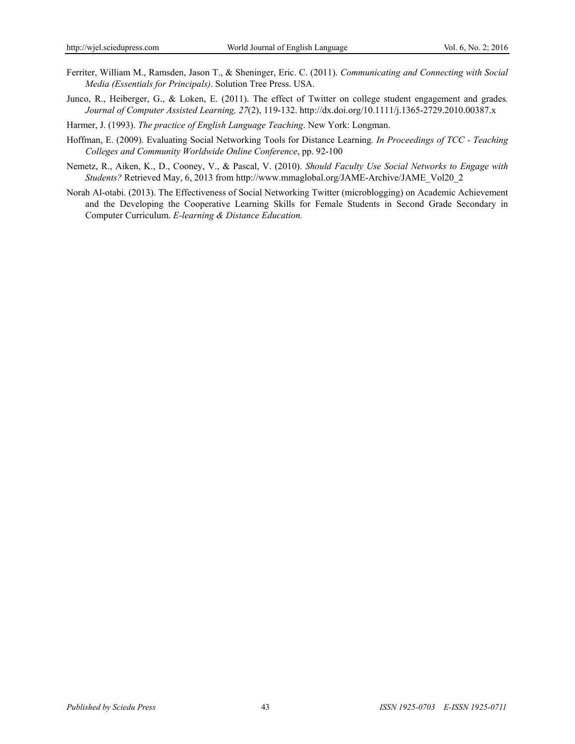Ferriter, William M., Ramsden, Jason T., & Sheninger, Eric. C. (2011). *Communicating and Connecting with Social Media (Essentials for Principals)*. Solution Tree Press. USA.

Junco, R., Heiberger, G., & Loken, E. (2011). The effect of Twitter on college student engagement and grades*. Journal of Computer Assisted Learning, 27*(2), 119-132. http://dx.doi.org/10.1111/j.1365-2729.2010.00387.x

Harmer, J. (1993). *The practice of English Language Teaching*. New York: Longman.

Hoffman, E. (2009). Evaluating Social Networking Tools for Distance Learning*. In Proceedings of TCC - Teaching Colleges and Community Worldwide Online Conference*, pp. 92-100

Nemetz, R., Aiken, K., D., Cooney, V., & Pascal, V. (2010). *Should Faculty Use Social Networks to Engage with Students?* Retrieved May, 6, 2013 from http://www.mmaglobal.org/JAME-Archive/JAME_Vol20_2

Norah Al-otabi. (2013). The Effectiveness of Social Networking Twitter (microblogging) on Academic Achievement and the Developing the Cooperative Learning Skills for Female Students in Second Grade Secondary in Computer Curriculum. *E-learning & Distance Education.*